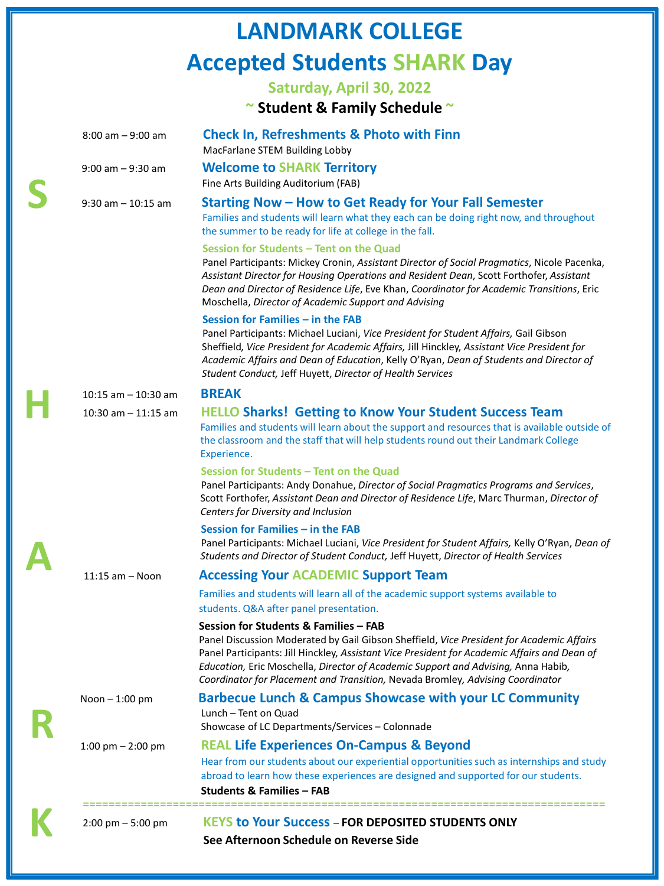# LANDMARK COLLEGE

# Accepted Students SHARK Day

## Saturday, April 30, 2022

### ~ Student & Family Schedule ~

**S**

8:00 am – 9:00 am **Check In, Refreshments & Photo with Finn**
MacFarlane STEM Building Lobby

9:00 am – 9:30 am **Welcome to SHARK Territory**
Fine Arts Building Auditorium (FAB)

9:30 am – 10:15 am **Starting Now – How to Get Ready for Your Fall Semester**
Families and students will learn what they each can be doing right now, and throughout the summer to be ready for life at college in the fall.

**Session for Students – Tent on the Quad**
Panel Participants: Mickey Cronin, *Assistant Director of Social Pragmatics*, Nicole Pacenka, *Assistant Director for Housing Operations and Resident Dean*, Scott Forthofer, *Assistant Dean and Director of Residence Life*, Eve Khan, *Coordinator for Academic Transitions*, Eric Moschella, *Director of Academic Support and Advising*

**Session for Families – in the FAB**
Panel Participants: Michael Luciani, *Vice President for Student Affairs,* Gail Gibson Sheffield*, Vice President for Academic Affairs,* Jill Hinckley, *Assistant Vice President for Academic Affairs and Dean of Education*, Kelly O'Ryan, *Dean of Students and Director of Student Conduct,* Jeff Huyett, *Director of Health Services*

**H**

10:15 am – 10:30 am **BREAK**

10:30 am – 11:15 am **HELLO Sharks! Getting to Know Your Student Success Team**
Families and students will learn about the support and resources that is available outside of the classroom and the staff that will help students round out their Landmark College Experience.

**Session for Students – Tent on the Quad**
Panel Participants: Andy Donahue, *Director of Social Pragmatics Programs and Services*, Scott Forthofer, *Assistant Dean and Director of Residence Life*, Marc Thurman, *Director of Centers for Diversity and Inclusion*

**Session for Families – in the FAB**
Panel Participants: Michael Luciani, *Vice President for Student Affairs,* Kelly O'Ryan, *Dean of Students and Director of Student Conduct,* Jeff Huyett, *Director of Health Services*

**A**

11:15 am – Noon **Accessing Your ACADEMIC Support Team**
Families and students will learn all of the academic support systems available to students. Q&A after panel presentation.

**Session for Students & Families – FAB**
Panel Discussion Moderated by Gail Gibson Sheffield, *Vice President for Academic Affairs*
Panel Participants: Jill Hinckley, *Assistant Vice President for Academic Affairs and Dean of Education,* Eric Moschella, *Director of Academic Support and Advising,* Anna Habib, *Coordinator for Placement and Transition,* Nevada Bromley*, Advising Coordinator*

**R**

Noon – 1:00 pm **Barbecue Lunch & Campus Showcase with your LC Community**
Lunch – Tent on Quad
Showcase of LC Departments/Services – Colonnade

1:00 pm – 2:00 pm **REAL Life Experiences On-Campus & Beyond**
Hear from our students about our experiential opportunities such as internships and study abroad to learn how these experiences are designed and supported for our students.
**Students & Families – FAB**

==============================================================================

**K**

2:00 pm – 5:00 pm **KEYS to Your Success – FOR DEPOSITED STUDENTS ONLY**
**See Afternoon Schedule on Reverse Side**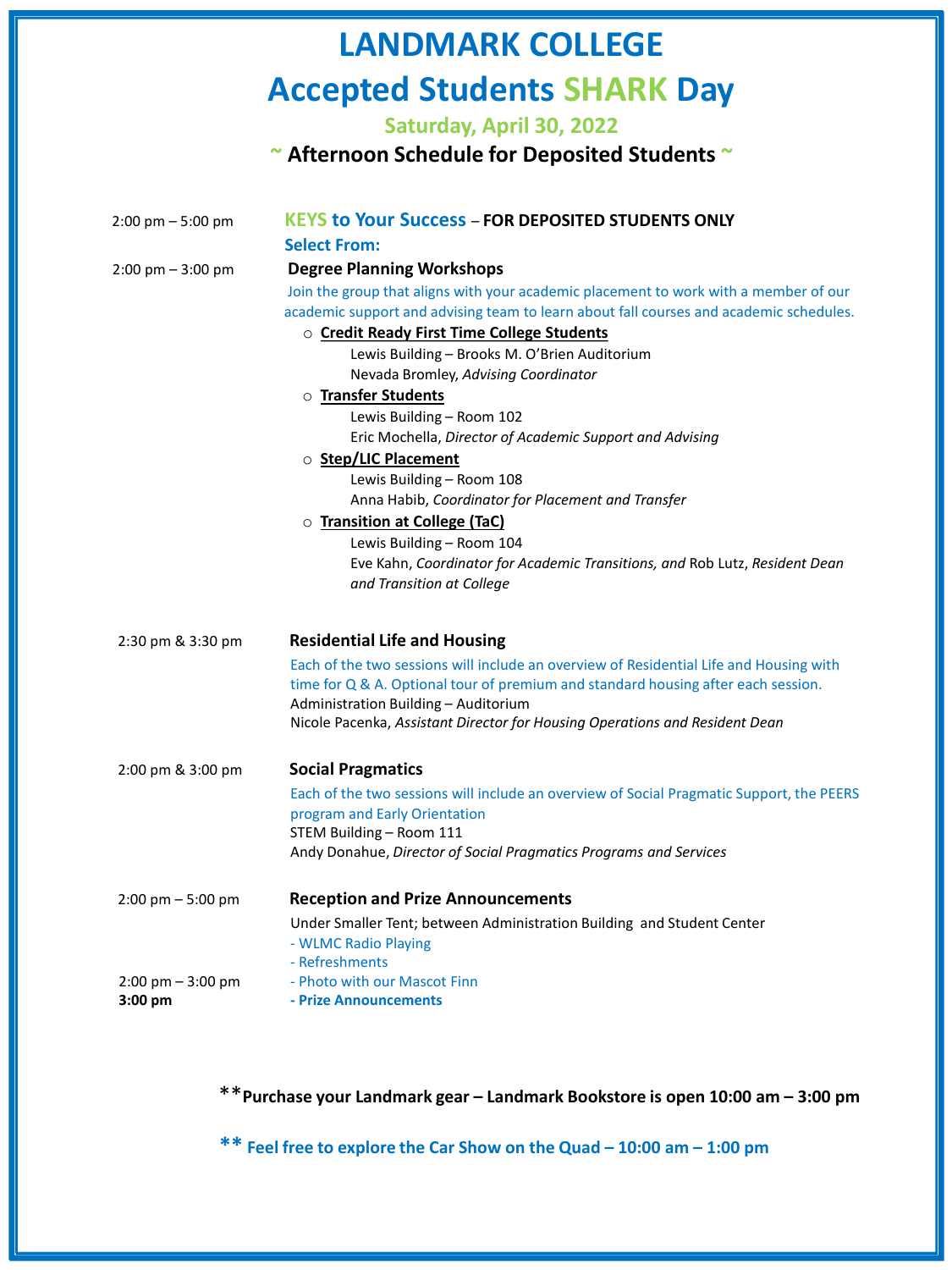# LANDMARK COLLEGE

# Accepted Students SHARK Day

### Saturday, April 30, 2022

### ~ Afternoon Schedule for Deposited Students ~

**2:00 pm – 5:00 pm** — **KEYS to Your Success – FOR DEPOSITED STUDENTS ONLY**

**Select From:**

**2:00 pm – 3:00 pm** — **Degree Planning Workshops**

Join the group that aligns with your academic placement to work with a member of our academic support and advising team to learn about fall courses and academic schedules.

- **Credit Ready First Time College Students**
  Lewis Building – Brooks M. O'Brien Auditorium
  Nevada Bromley, *Advising Coordinator*
- **Transfer Students**
  Lewis Building – Room 102
  Eric Mochella, *Director of Academic Support and Advising*
- **Step/LIC Placement**
  Lewis Building – Room 108
  Anna Habib, *Coordinator for Placement and Transfer*
- **Transition at College (TaC)**
  Lewis Building – Room 104
  Eve Kahn, *Coordinator for Academic Transitions, and* Rob Lutz, *Resident Dean and Transition at College*

**2:30 pm & 3:30 pm** — **Residential Life and Housing**

Each of the two sessions will include an overview of Residential Life and Housing with time for Q & A. Optional tour of premium and standard housing after each session.
Administration Building – Auditorium
Nicole Pacenka, *Assistant Director for Housing Operations and Resident Dean*

**2:00 pm & 3:00 pm** — **Social Pragmatics**

Each of the two sessions will include an overview of Social Pragmatic Support, the PEERS program and Early Orientation
STEM Building – Room 111
Andy Donahue, *Director of Social Pragmatics Programs and Services*

**2:00 pm – 5:00 pm** — **Reception and Prize Announcements**

Under Smaller Tent; between Administration Building and Student Center
- WLMC Radio Playing
- Refreshments
- 2:00 pm – 3:00 pm — Photo with our Mascot Finn
- **3:00 pm — Prize Announcements**

**\*\*Purchase your Landmark gear – Landmark Bookstore is open 10:00 am – 3:00 pm**

**\*\* Feel free to explore the Car Show on the Quad – 10:00 am – 1:00 pm**